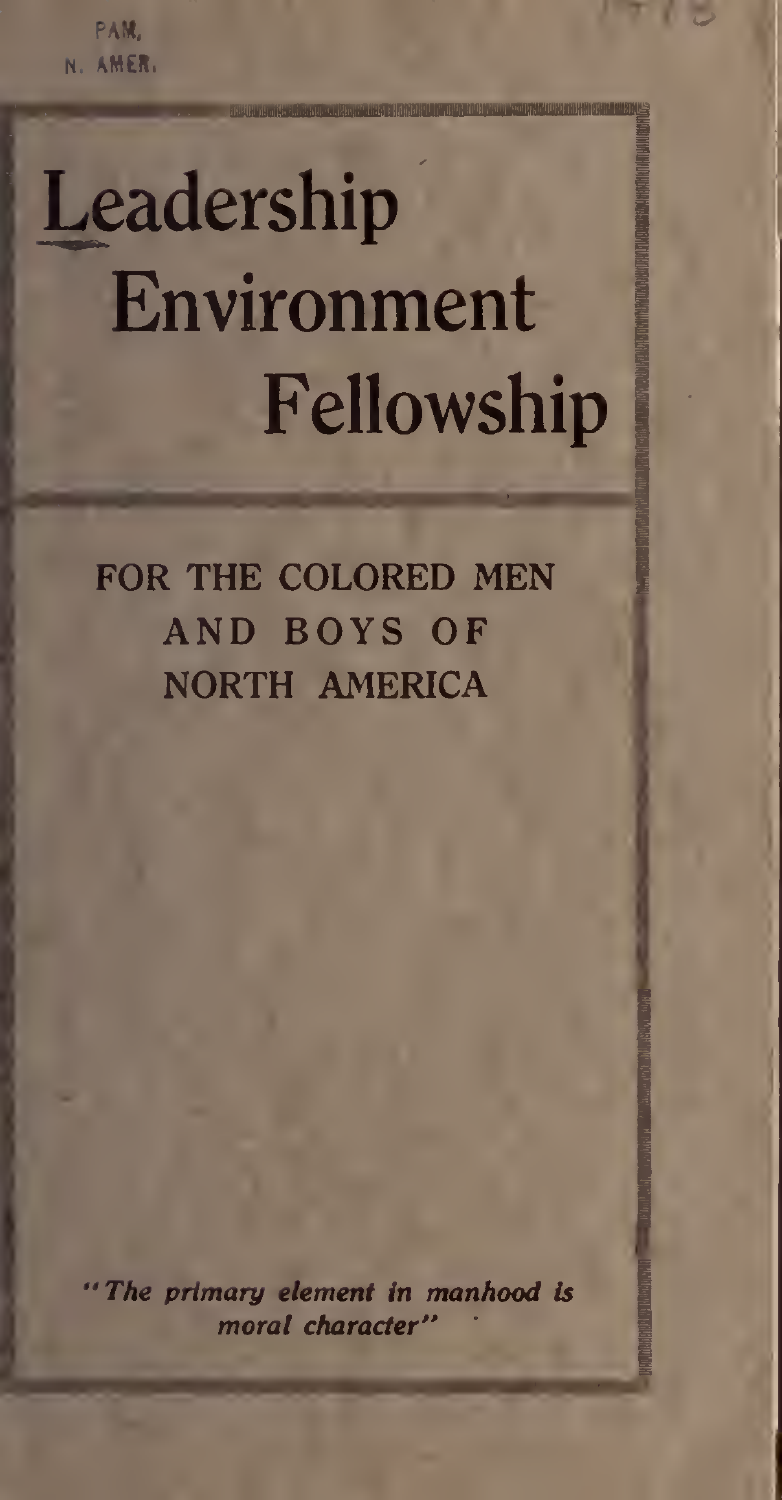PAM.
N. AMER.

# Leadership Environment Fellowship

## FOR THE COLORED MEN AND BOYS OF NORTH AMERICA

*"The primary element in manhood is moral character"*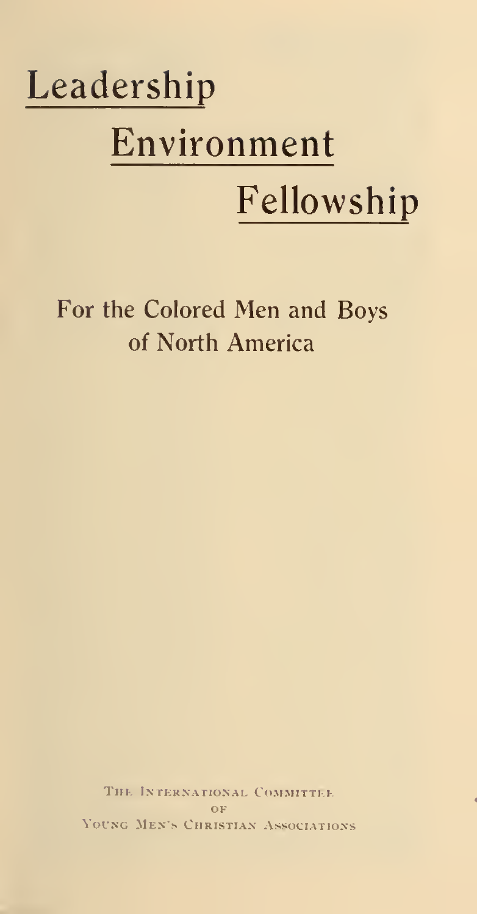# Leadership

# Environment

# Fellowship

## For the Colored Men and Boys of North America

THE INTERNATIONAL COMMITTEE
OF
YOUNG MEN'S CHRISTIAN ASSOCIATIONS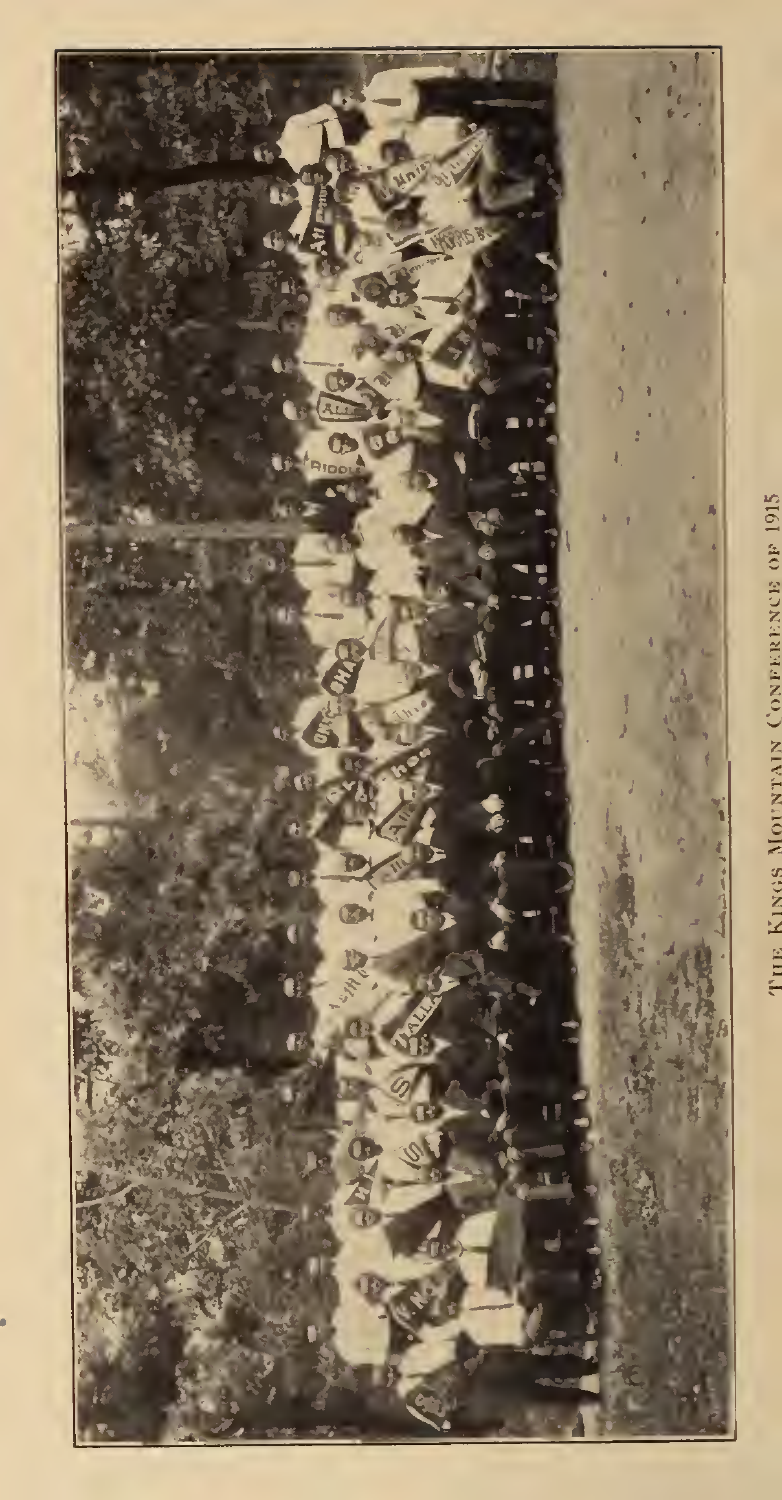The Kings Mountain Conference of 1915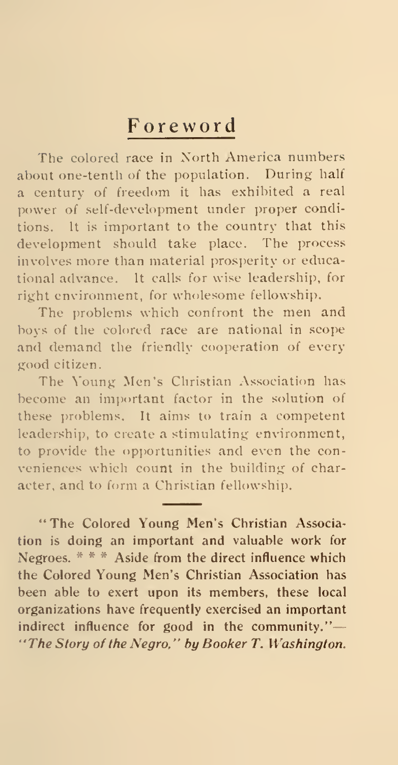## Foreword

The colored race in North America numbers about one-tenth of the population. During half a century of freedom it has exhibited a real power of self-development under proper conditions. It is important to the country that this development should take place. The process involves more than material prosperity or educational advance. It calls for wise leadership, for right environment, for wholesome fellowship.

The problems which confront the men and boys of the colored race are national in scope and demand the friendly cooperation of every good citizen.

The Young Men's Christian Association has become an important factor in the solution of these problems. It aims to train a competent leadership, to create a stimulating environment, to provide the opportunities and even the conveniences which count in the building of character, and to form a Christian fellowship.

---

**"The Colored Young Men's Christian Association is doing an important and valuable work for Negroes. * * * Aside from the direct influence which the Colored Young Men's Christian Association has been able to exert upon its members, these local organizations have frequently exercised an important indirect influence for good in the community."—** ***"The Story of the Negro," by Booker T. Washington.***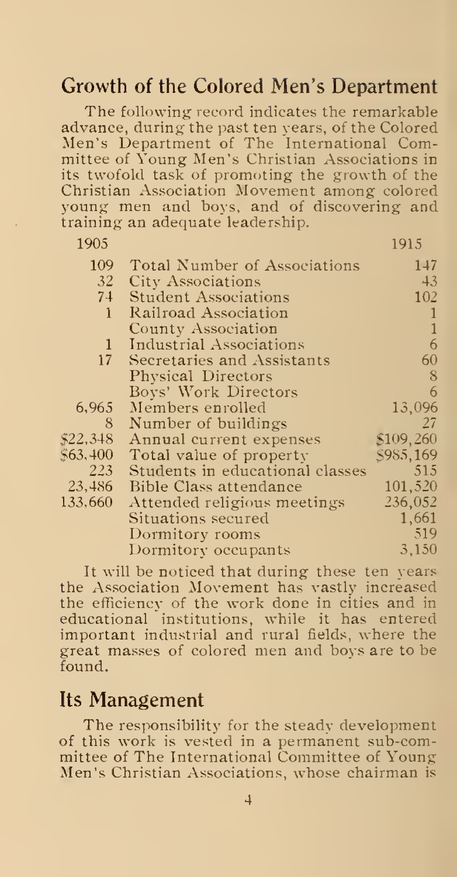## Growth of the Colored Men's Department

The following record indicates the remarkable advance, during the past ten years, of the Colored Men's Department of The International Committee of Young Men's Christian Associations in its twofold task of promoting the growth of the Christian Association Movement among colored young men and boys, and of discovering and training an adequate leadership.

| 1905 | | 1915 |
|---|---|---|
| 109 | Total Number of Associations | 147 |
| 32 | City Associations | 43 |
| 74 | Student Associations | 102 |
| 1 | Railroad Association | 1 |
| | County Association | 1 |
| 1 | Industrial Associations | 6 |
| 17 | Secretaries and Assistants | 60 |
| | Physical Directors | 8 |
| | Boys' Work Directors | 6 |
| 6,965 | Members enrolled | 13,096 |
| 8 | Number of buildings | 27 |
| $22,348 | Annual current expenses | $109,260 |
| $63,400 | Total value of property | $985,169 |
| 223 | Students in educational classes | 515 |
| 23,486 | Bible Class attendance | 101,520 |
| 133,660 | Attended religious meetings | 236,052 |
| | Situations secured | 1,661 |
| | Dormitory rooms | 519 |
| | Dormitory occupants | 3,150 |

It will be noticed that during these ten years the Association Movement has vastly increased the efficiency of the work done in cities and in educational institutions, while it has entered important industrial and rural fields, where the great masses of colored men and boys are to be found.

## Its Management

The responsibility for the steady development of this work is vested in a permanent sub-committee of The International Committee of Young Men's Christian Associations, whose chairman is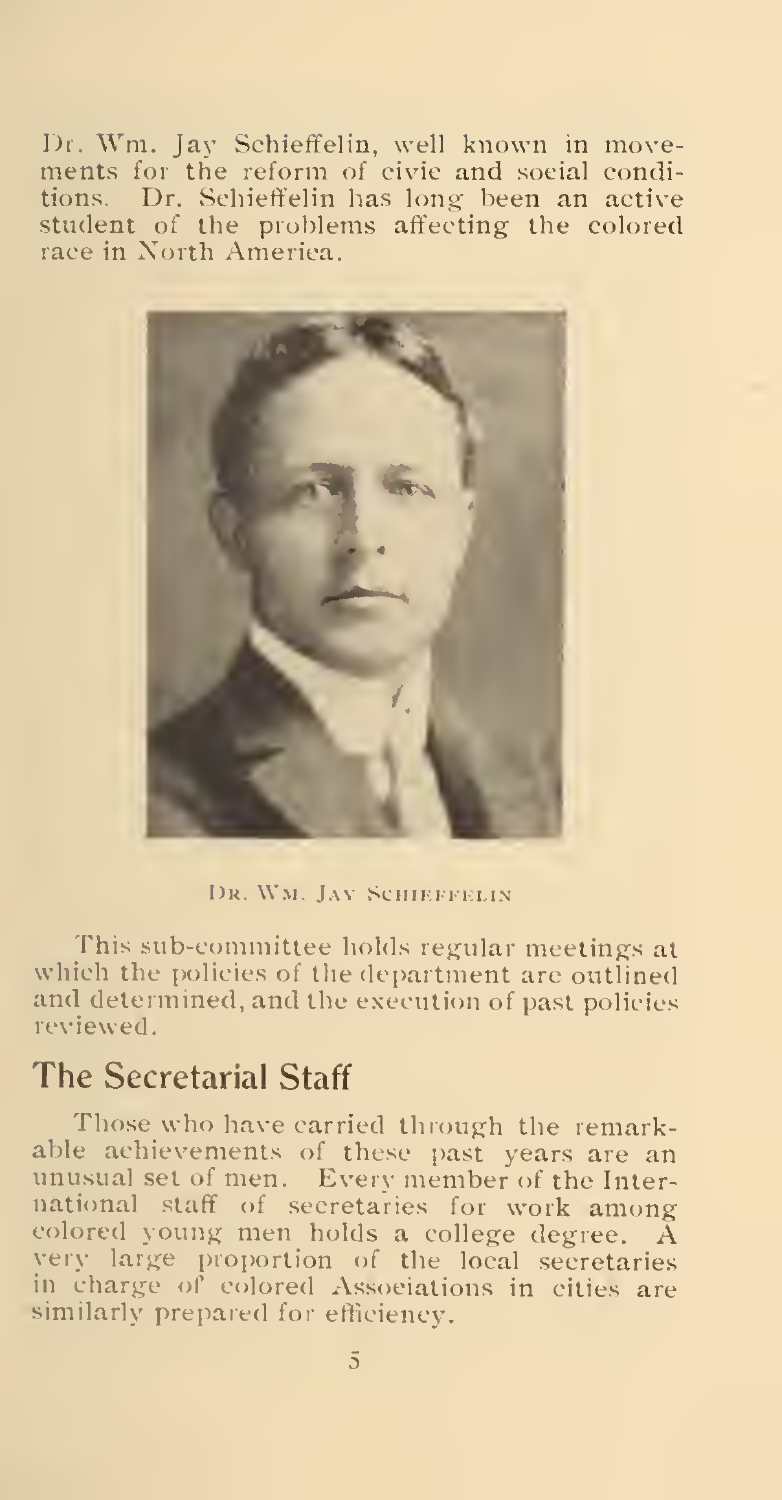Dr. Wm. Jay Schieffelin, well known in movements for the reform of civic and social conditions. Dr. Schieffelin has long been an active student of the problems affecting the colored race in North America.

DR. WM. JAY SCHIEFFELIN

This sub-committee holds regular meetings at which the policies of the department are outlined and determined, and the execution of past policies reviewed.

## The Secretarial Staff

Those who have carried through the remarkable achievements of these past years are an unusual set of men. Every member of the International staff of secretaries for work among colored young men holds a college degree. A very large proportion of the local secretaries in charge of colored Associations in cities are similarly prepared for efficiency.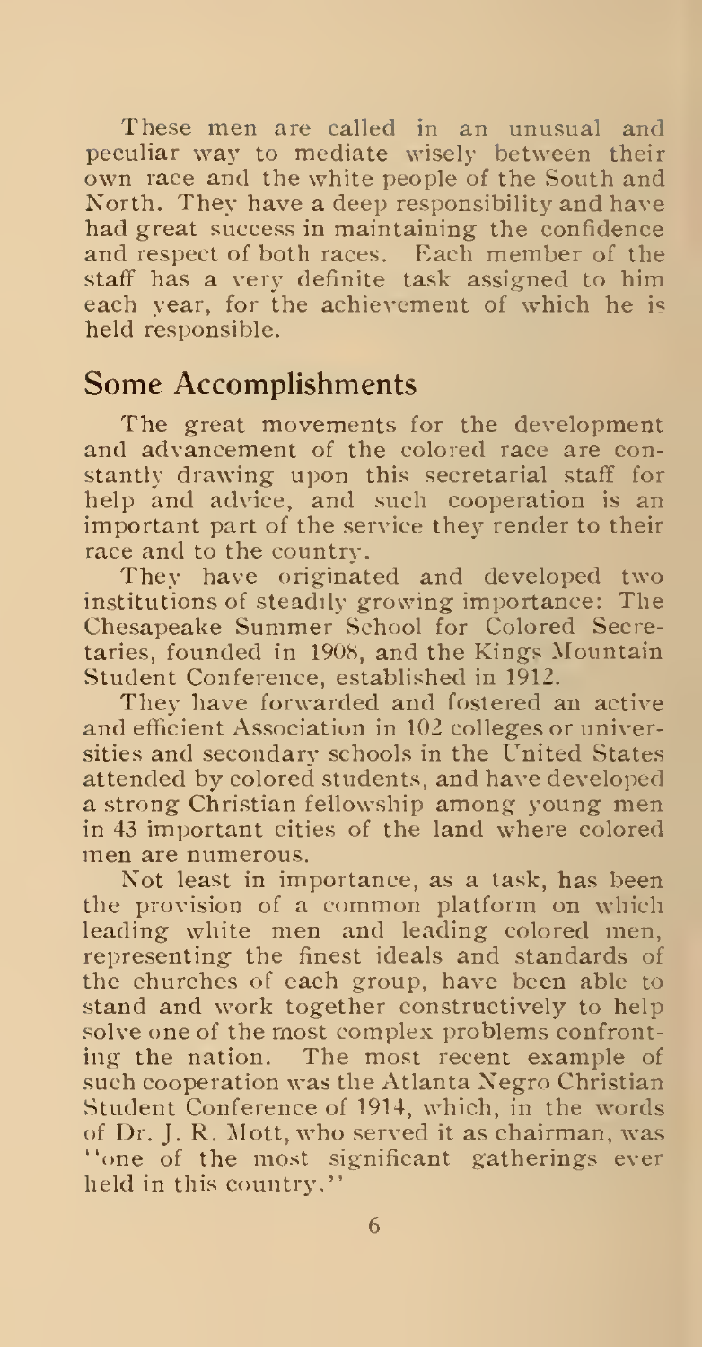These men are called in an unusual and peculiar way to mediate wisely between their own race and the white people of the South and North. They have a deep responsibility and have had great success in maintaining the confidence and respect of both races. Each member of the staff has a very definite task assigned to him each year, for the achievement of which he is held responsible.

## Some Accomplishments

The great movements for the development and advancement of the colored race are constantly drawing upon this secretarial staff for help and advice, and such cooperation is an important part of the service they render to their race and to the country.

They have originated and developed two institutions of steadily growing importance: The Chesapeake Summer School for Colored Secretaries, founded in 1908, and the Kings Mountain Student Conference, established in 1912.

They have forwarded and fostered an active and efficient Association in 102 colleges or universities and secondary schools in the United States attended by colored students, and have developed a strong Christian fellowship among young men in 43 important cities of the land where colored men are numerous.

Not least in importance, as a task, has been the provision of a common platform on which leading white men and leading colored men, representing the finest ideals and standards of the churches of each group, have been able to stand and work together constructively to help solve one of the most complex problems confronting the nation. The most recent example of such cooperation was the Atlanta Negro Christian Student Conference of 1914, which, in the words of Dr. J. R. Mott, who served it as chairman, was "one of the most significant gatherings ever held in this country."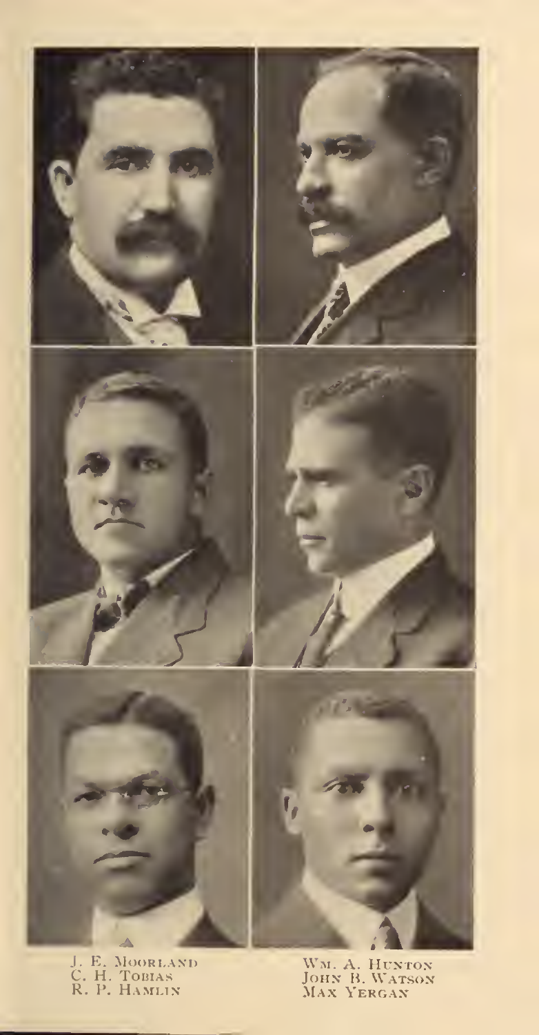J. E. Moorland
C. H. Tobias
R. P. Hamlin

Wm. A. Hunton
John B. Watson
Max Yergan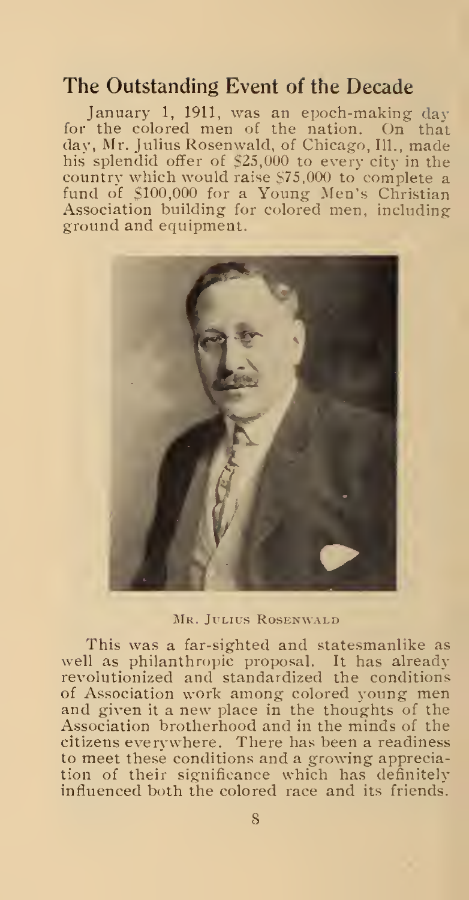## The Outstanding Event of the Decade

January 1, 1911, was an epoch-making day for the colored men of the nation. On that day, Mr. Julius Rosenwald, of Chicago, Ill., made his splendid offer of $25,000 to every city in the country which would raise $75,000 to complete a fund of $100,000 for a Young Men's Christian Association building for colored men, including ground and equipment.

Mr. Julius Rosenwald

This was a far-sighted and statesmanlike as well as philanthropic proposal. It has already revolutionized and standardized the conditions of Association work among colored young men and given it a new place in the thoughts of the Association brotherhood and in the minds of the citizens everywhere. There has been a readiness to meet these conditions and a growing appreciation of their significance which has definitely influenced both the colored race and its friends.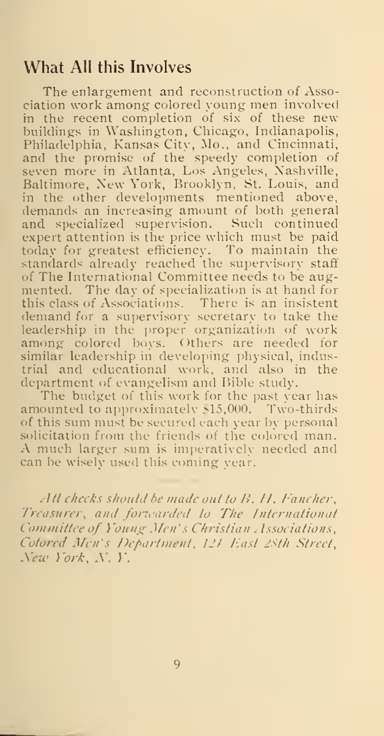## What All this Involves

The enlargement and reconstruction of Association work among colored young men involved in the recent completion of six of these new buildings in Washington, Chicago, Indianapolis, Philadelphia, Kansas City, Mo., and Cincinnati, and the promise of the speedy completion of seven more in Atlanta, Los Angeles, Nashville, Baltimore, New York, Brooklyn, St. Louis, and in the other developments mentioned above, demands an increasing amount of both general and specialized supervision. Such continued expert attention is the price which must be paid today for greatest efficiency. To maintain the standards already reached the supervisory staff of The International Committee needs to be augmented. The day of specialization is at hand for this class of Associations. There is an insistent demand for a supervisory secretary to take the leadership in the proper organization of work among colored boys. Others are needed for similar leadership in developing physical, industrial and educational work, and also in the department of evangelism and Bible study.

The budget of this work for the past year has amounted to approximately $15,000. Two-thirds of this sum must be secured each year by personal solicitation from the friends of the colored man. A much larger sum is imperatively needed and can be wisely used this coming year.

*All checks should be made out to B. H. Fancher, Treasurer, and forwarded to The International Committee of Young Men's Christian Associations, Colored Men's Department, 124 East 28th Street, New York, N. Y.*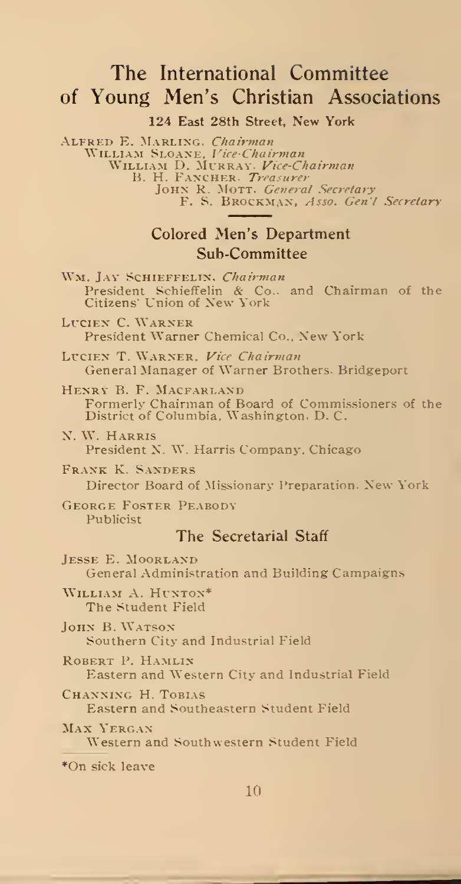# The International Committee of Young Men's Christian Associations

**124 East 28th Street, New York**

Alfred E. Marling, *Chairman*
William Sloane, *Vice-Chairman*
William D. Murray, *Vice-Chairman*
B. H. Fancher, *Treasurer*
John R. Mott, *General Secretary*
F. S. Brockman, *Asso. Gen'l Secretary*

## Colored Men's Department Sub-Committee

Wm. Jay Schieffelin, *Chairman*
President Schieffelin & Co., and Chairman of the Citizens' Union of New York

Lucien C. Warner
President Warner Chemical Co., New York

Lucien T. Warner, *Vice Chairman*
General Manager of Warner Brothers, Bridgeport

Henry B. F. Macfarland
Formerly Chairman of Board of Commissioners of the District of Columbia, Washington, D. C.

N. W. Harris
President N. W. Harris Company, Chicago

Frank K. Sanders
Director Board of Missionary Preparation, New York

George Foster Peabody
Publicist

## The Secretarial Staff

Jesse E. Moorland
General Administration and Building Campaigns

William A. Hunton*
The Student Field

John B. Watson
Southern City and Industrial Field

Robert P. Hamlin
Eastern and Western City and Industrial Field

Channing H. Tobias
Eastern and Southeastern Student Field

Max Yergan
Western and Southwestern Student Field

*On sick leave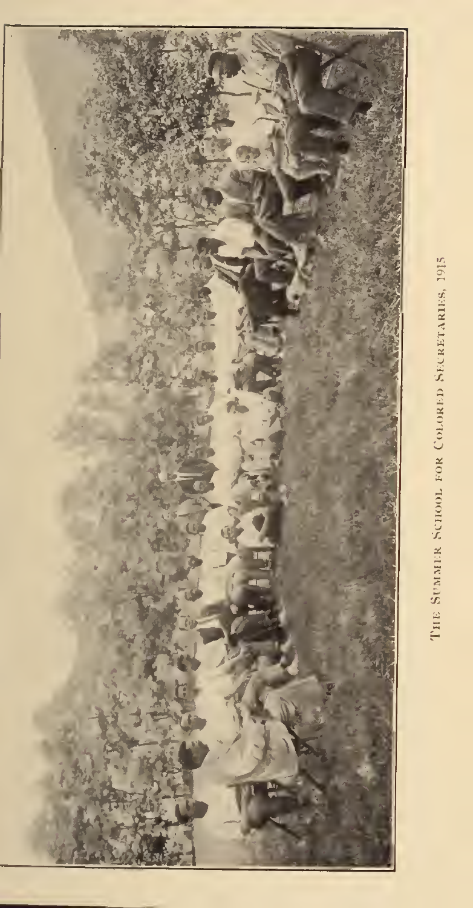The Summer School for Colored Secretaries, 1915